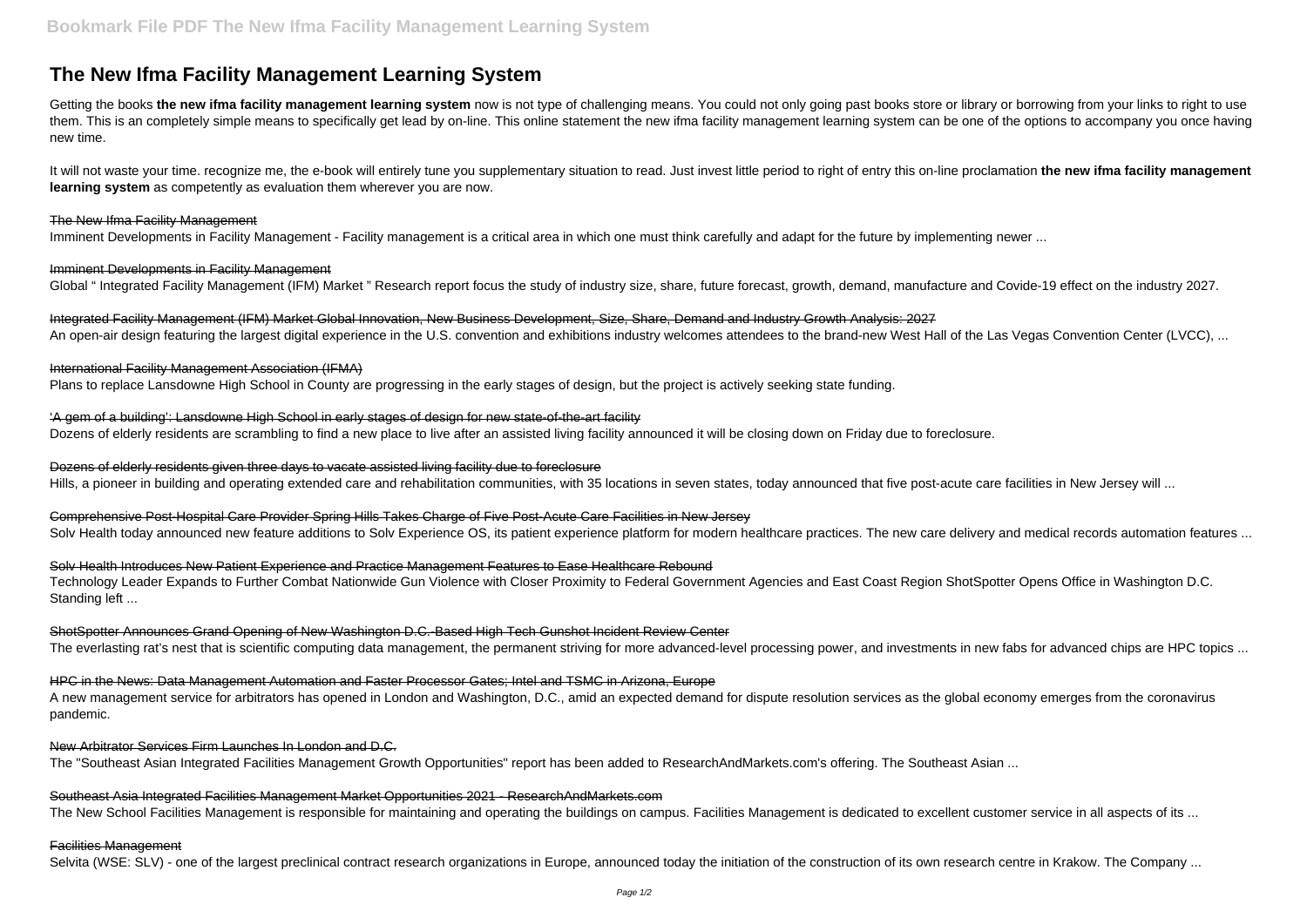# The New Ifma Facility Management Learning System

Getting the books **the new ifma facility management learning system** now is not type of challenging means. You could not only going past books store or library or borrowing from your links to right to use them. This is an completely simple means to specifically get lead by on-line. This online statement the new ifma facility management learning system can be one of the options to accompany you once having new time.

It will not waste your time. recognize me, the e-book will entirely tune you supplementary situation to read. Just invest little period to right of entry this on-line proclamation **the new ifma facility management learning system** as competently as evaluation them wherever you are now.

The New Ifma Facility Management

Imminent Developments in Facility Management - Facility management is a critical area in which one must think carefully and adapt for the future by implementing newer ...

Imminent Developments in Facility Management

Global " Integrated Facility Management (IFM) Market " Research report focus the study of industry size, share, future forecast, growth, demand, manufacture and Covide-19 effect on the industry 2027.

Integrated Facility Management (IFM) Market Global Innovation, New Business Development, Size, Share, Demand and Industry Growth Analysis: 2027

An open-air design featuring the largest digital experience in the U.S. convention and exhibitions industry welcomes attendees to the brand-new West Hall of the Las Vegas Convention Center (LVCC), ...

International Facility Management Association (IFMA)

Plans to replace Lansdowne High School in County are progressing in the early stages of design, but the project is actively seeking state funding.

'A gem of a building': Lansdowne High School in early stages of design for new state-of-the-art facility

Dozens of elderly residents are scrambling to find a new place to live after an assisted living facility announced it will be closing down on Friday due to foreclosure.

Dozens of elderly residents given three days to vacate assisted living facility due to foreclosure

Hills, a pioneer in building and operating extended care and rehabilitation communities, with 35 locations in seven states, today announced that five post-acute care facilities in New Jersey will ...

Comprehensive Post-Hospital Care Provider Spring Hills Takes Charge of Five Post-Acute Care Facilities in New Jersey

Solv Health today announced new feature additions to Solv Experience OS, its patient experience platform for modern healthcare practices. The new care delivery and medical records automation features ...

Solv Health Introduces New Patient Experience and Practice Management Features to Ease Healthcare Rebound

Technology Leader Expands to Further Combat Nationwide Gun Violence with Closer Proximity to Federal Government Agencies and East Coast Region ShotSpotter Opens Office in Washington D.C. Standing left ...

ShotSpotter Announces Grand Opening of New Washington D.C.-Based High Tech Gunshot Incident Review Center

The everlasting rat's nest that is scientific computing data management, the permanent striving for more advanced-level processing power, and investments in new fabs for advanced chips are HPC topics ...

HPC in the News: Data Management Automation and Faster Processor Gates; Intel and TSMC in Arizona, Europe

A new management service for arbitrators has opened in London and Washington, D.C., amid an expected demand for dispute resolution services as the global economy emerges from the coronavirus pandemic.

New Arbitrator Services Firm Launches In London and D.C.

The "Southeast Asian Integrated Facilities Management Growth Opportunities" report has been added to ResearchAndMarkets.com's offering. The Southeast Asian ...

Southeast Asia Integrated Facilities Management Market Opportunities 2021 - ResearchAndMarkets.com

The New School Facilities Management is responsible for maintaining and operating the buildings on campus. Facilities Management is dedicated to excellent customer service in all aspects of its ...

Facilities Management

Selvita (WSE: SLV) - one of the largest preclinical contract research organizations in Europe, announced today the initiation of the construction of its own research centre in Krakow. The Company ...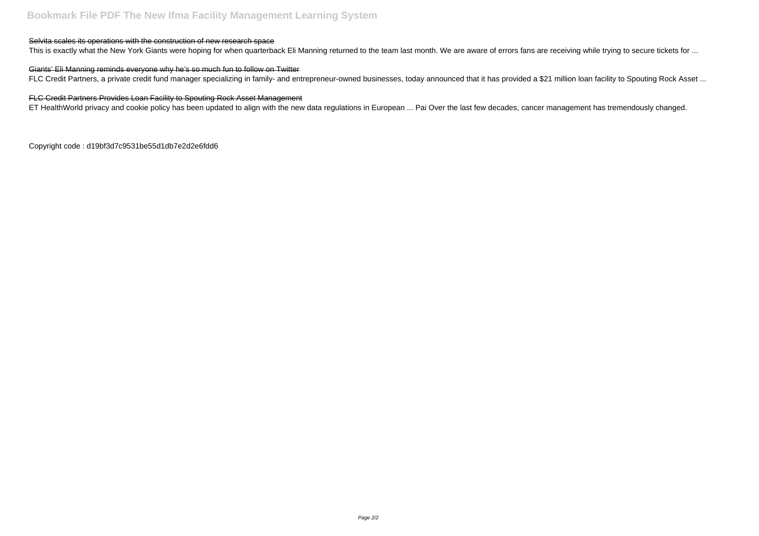Selvita scales its operations with the construction of new research space

This is exactly what the New York Giants were hoping for when quarterback Eli Manning returned to the team last month. We are aware of errors fans are receiving while trying to secure tickets for ...

Giants' Eli Manning reminds everyone why he's so much fun to follow on Twitter

FLC Credit Partners, a private credit fund manager specializing in family- and entrepreneur-owned businesses, today announced that it has provided a $21 million loan facility to Spouting Rock Asset ...

FLC Credit Partners Provides Loan Facility to Spouting Rock Asset Management

ET HealthWorld privacy and cookie policy has been updated to align with the new data regulations in European ... Pai Over the last few decades, cancer management has tremendously changed.

Copyright code : d19bf3d7c9531be55d1db7e2d2e6fdd6